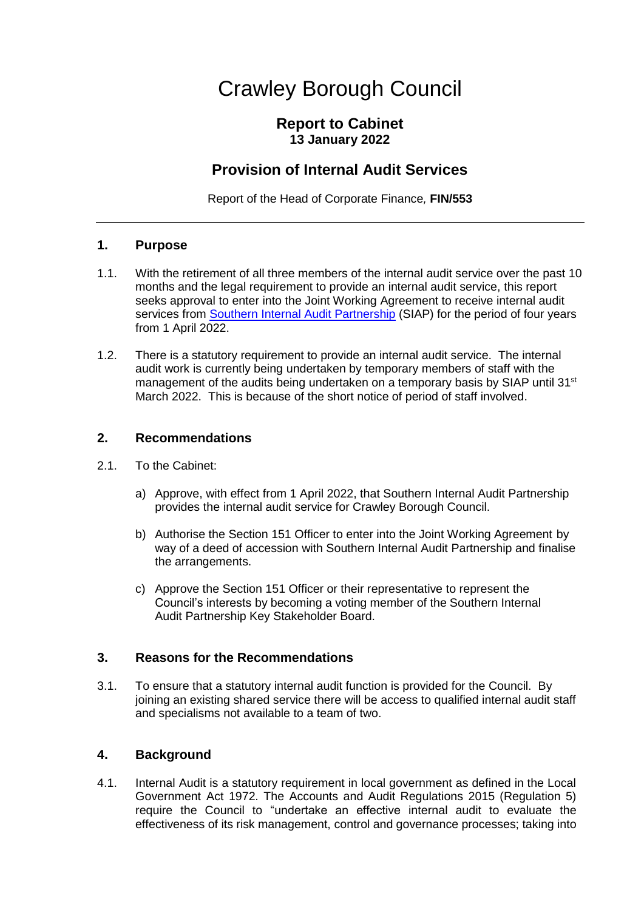# Crawley Borough Council

## Report to Cabinet
**13 January 2022**

## Provision of Internal Audit Services

Report of the Head of Corporate Finance, **FIN/553**

---

### 1. Purpose

1.1. With the retirement of all three members of the internal audit service over the past 10 months and the legal requirement to provide an internal audit service, this report seeks approval to enter into the Joint Working Agreement to receive internal audit services from [Southern Internal Audit Partnership](#) (SIAP) for the period of four years from 1 April 2022.

1.2. There is a statutory requirement to provide an internal audit service. The internal audit work is currently being undertaken by temporary members of staff with the management of the audits being undertaken on a temporary basis by SIAP until 31st March 2022. This is because of the short notice of period of staff involved.

### 2. Recommendations

2.1. To the Cabinet:

a) Approve, with effect from 1 April 2022, that Southern Internal Audit Partnership provides the internal audit service for Crawley Borough Council.

b) Authorise the Section 151 Officer to enter into the Joint Working Agreement by way of a deed of accession with Southern Internal Audit Partnership and finalise the arrangements.

c) Approve the Section 151 Officer or their representative to represent the Council's interests by becoming a voting member of the Southern Internal Audit Partnership Key Stakeholder Board.

### 3. Reasons for the Recommendations

3.1. To ensure that a statutory internal audit function is provided for the Council. By joining an existing shared service there will be access to qualified internal audit staff and specialisms not available to a team of two.

### 4. Background

4.1. Internal Audit is a statutory requirement in local government as defined in the Local Government Act 1972. The Accounts and Audit Regulations 2015 (Regulation 5) require the Council to "undertake an effective internal audit to evaluate the effectiveness of its risk management, control and governance processes; taking into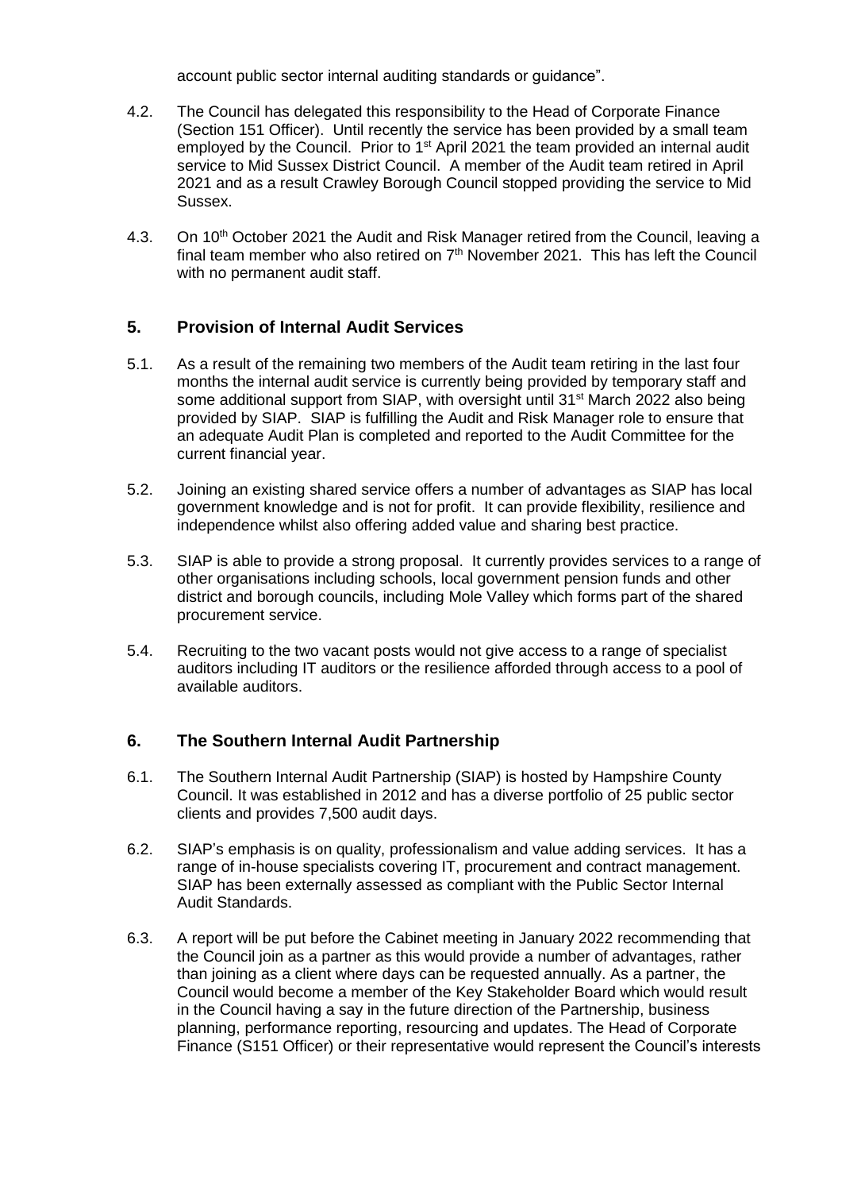account public sector internal auditing standards or guidance".

4.2. The Council has delegated this responsibility to the Head of Corporate Finance (Section 151 Officer). Until recently the service has been provided by a small team employed by the Council. Prior to 1st April 2021 the team provided an internal audit service to Mid Sussex District Council. A member of the Audit team retired in April 2021 and as a result Crawley Borough Council stopped providing the service to Mid Sussex.

4.3. On 10th October 2021 the Audit and Risk Manager retired from the Council, leaving a final team member who also retired on 7th November 2021. This has left the Council with no permanent audit staff.

## 5. Provision of Internal Audit Services

5.1. As a result of the remaining two members of the Audit team retiring in the last four months the internal audit service is currently being provided by temporary staff and some additional support from SIAP, with oversight until 31st March 2022 also being provided by SIAP. SIAP is fulfilling the Audit and Risk Manager role to ensure that an adequate Audit Plan is completed and reported to the Audit Committee for the current financial year.

5.2. Joining an existing shared service offers a number of advantages as SIAP has local government knowledge and is not for profit. It can provide flexibility, resilience and independence whilst also offering added value and sharing best practice.

5.3. SIAP is able to provide a strong proposal. It currently provides services to a range of other organisations including schools, local government pension funds and other district and borough councils, including Mole Valley which forms part of the shared procurement service.

5.4. Recruiting to the two vacant posts would not give access to a range of specialist auditors including IT auditors or the resilience afforded through access to a pool of available auditors.

## 6. The Southern Internal Audit Partnership

6.1. The Southern Internal Audit Partnership (SIAP) is hosted by Hampshire County Council. It was established in 2012 and has a diverse portfolio of 25 public sector clients and provides 7,500 audit days.

6.2. SIAP's emphasis is on quality, professionalism and value adding services. It has a range of in-house specialists covering IT, procurement and contract management. SIAP has been externally assessed as compliant with the Public Sector Internal Audit Standards.

6.3. A report will be put before the Cabinet meeting in January 2022 recommending that the Council join as a partner as this would provide a number of advantages, rather than joining as a client where days can be requested annually. As a partner, the Council would become a member of the Key Stakeholder Board which would result in the Council having a say in the future direction of the Partnership, business planning, performance reporting, resourcing and updates. The Head of Corporate Finance (S151 Officer) or their representative would represent the Council's interests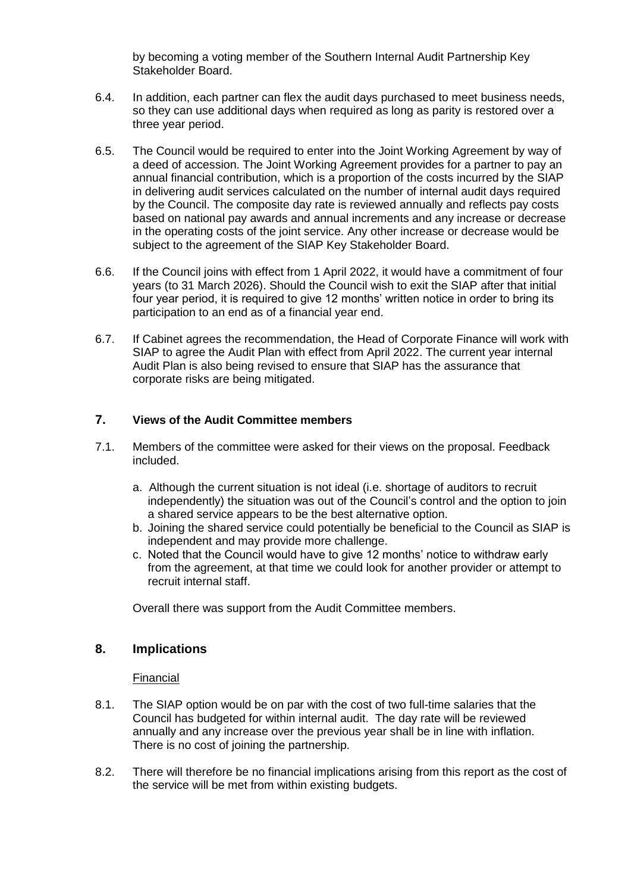by becoming a voting member of the Southern Internal Audit Partnership Key Stakeholder Board.

6.4. In addition, each partner can flex the audit days purchased to meet business needs, so they can use additional days when required as long as parity is restored over a three year period.

6.5. The Council would be required to enter into the Joint Working Agreement by way of a deed of accession. The Joint Working Agreement provides for a partner to pay an annual financial contribution, which is a proportion of the costs incurred by the SIAP in delivering audit services calculated on the number of internal audit days required by the Council. The composite day rate is reviewed annually and reflects pay costs based on national pay awards and annual increments and any increase or decrease in the operating costs of the joint service. Any other increase or decrease would be subject to the agreement of the SIAP Key Stakeholder Board.

6.6. If the Council joins with effect from 1 April 2022, it would have a commitment of four years (to 31 March 2026). Should the Council wish to exit the SIAP after that initial four year period, it is required to give 12 months' written notice in order to bring its participation to an end as of a financial year end.

6.7. If Cabinet agrees the recommendation, the Head of Corporate Finance will work with SIAP to agree the Audit Plan with effect from April 2022. The current year internal Audit Plan is also being revised to ensure that SIAP has the assurance that corporate risks are being mitigated.

## 7. Views of the Audit Committee members

7.1. Members of the committee were asked for their views on the proposal. Feedback included.

a. Although the current situation is not ideal (i.e. shortage of auditors to recruit independently) the situation was out of the Council's control and the option to join a shared service appears to be the best alternative option.
b. Joining the shared service could potentially be beneficial to the Council as SIAP is independent and may provide more challenge.
c. Noted that the Council would have to give 12 months' notice to withdraw early from the agreement, at that time we could look for another provider or attempt to recruit internal staff.

Overall there was support from the Audit Committee members.

## 8. Implications

Financial

8.1. The SIAP option would be on par with the cost of two full-time salaries that the Council has budgeted for within internal audit. The day rate will be reviewed annually and any increase over the previous year shall be in line with inflation. There is no cost of joining the partnership.

8.2. There will therefore be no financial implications arising from this report as the cost of the service will be met from within existing budgets.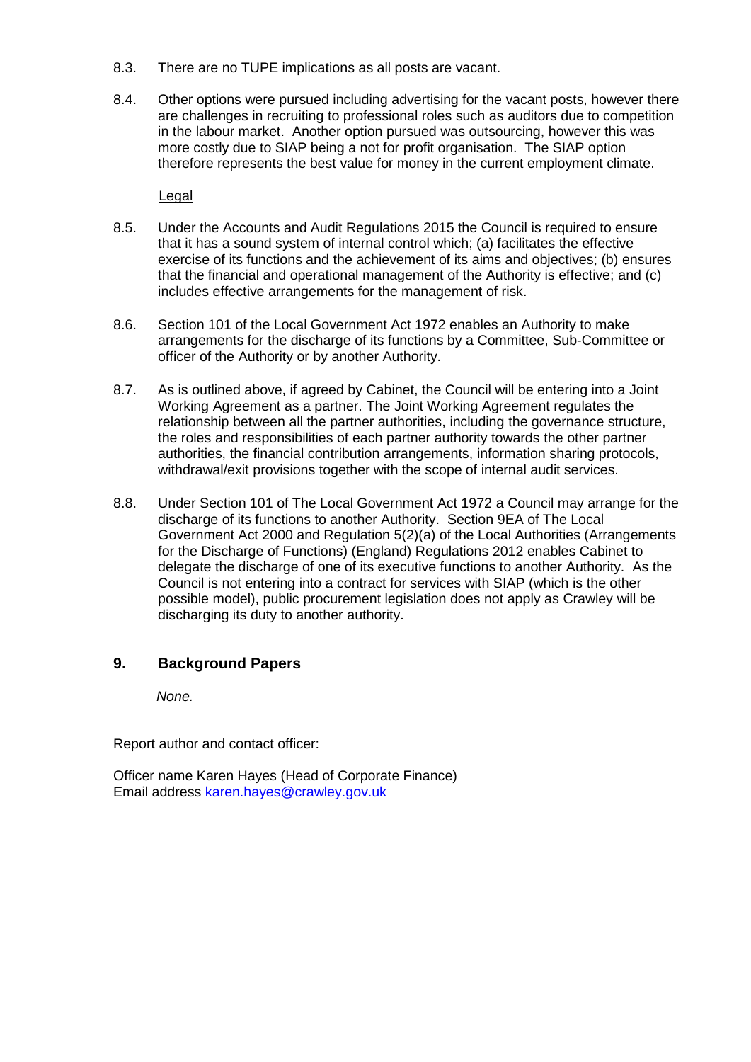8.3. There are no TUPE implications as all posts are vacant.

8.4. Other options were pursued including advertising for the vacant posts, however there are challenges in recruiting to professional roles such as auditors due to competition in the labour market. Another option pursued was outsourcing, however this was more costly due to SIAP being a not for profit organisation. The SIAP option therefore represents the best value for money in the current employment climate.

Legal

8.5. Under the Accounts and Audit Regulations 2015 the Council is required to ensure that it has a sound system of internal control which; (a) facilitates the effective exercise of its functions and the achievement of its aims and objectives; (b) ensures that the financial and operational management of the Authority is effective; and (c) includes effective arrangements for the management of risk.

8.6. Section 101 of the Local Government Act 1972 enables an Authority to make arrangements for the discharge of its functions by a Committee, Sub-Committee or officer of the Authority or by another Authority.

8.7. As is outlined above, if agreed by Cabinet, the Council will be entering into a Joint Working Agreement as a partner. The Joint Working Agreement regulates the relationship between all the partner authorities, including the governance structure, the roles and responsibilities of each partner authority towards the other partner authorities, the financial contribution arrangements, information sharing protocols, withdrawal/exit provisions together with the scope of internal audit services.

8.8. Under Section 101 of The Local Government Act 1972 a Council may arrange for the discharge of its functions to another Authority. Section 9EA of The Local Government Act 2000 and Regulation 5(2)(a) of the Local Authorities (Arrangements for the Discharge of Functions) (England) Regulations 2012 enables Cabinet to delegate the discharge of one of its executive functions to another Authority. As the Council is not entering into a contract for services with SIAP (which is the other possible model), public procurement legislation does not apply as Crawley will be discharging its duty to another authority.

## 9. Background Papers

*None.*

Report author and contact officer:

Officer name Karen Hayes (Head of Corporate Finance)
Email address karen.hayes@crawley.gov.uk